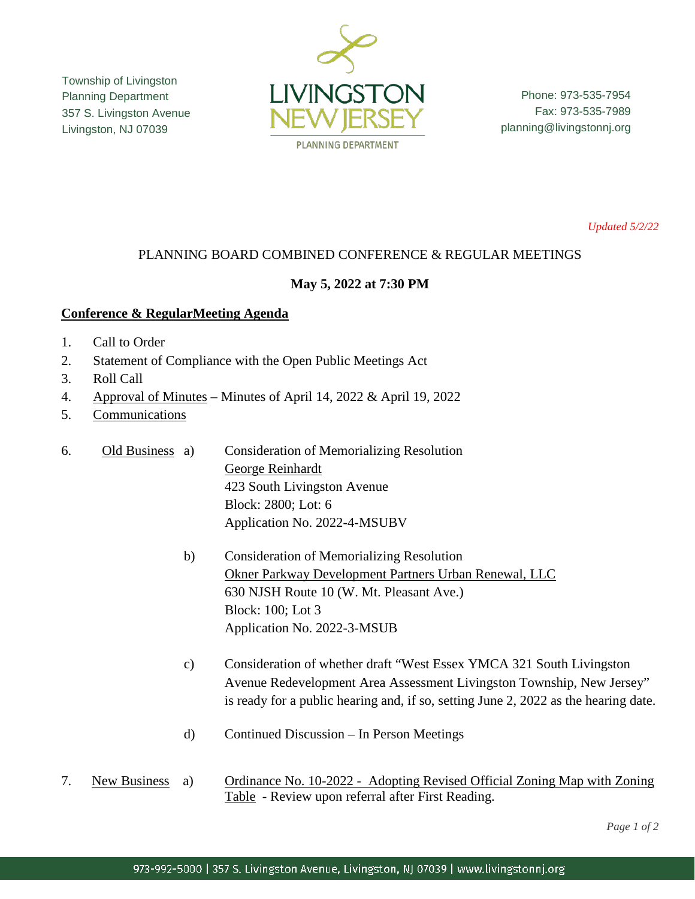Township of Livingston
Planning Department
357 S. Livingston Avenue
Livingston, NJ 07039

LIVINGSTON NEW JERSEY
PLANNING DEPARTMENT

Phone: 973-535-7954
Fax: 973-535-7989
planning@livingstonnj.org

*Updated 5/2/22*

# PLANNING BOARD COMBINED CONFERENCE & REGULAR MEETINGS

**May 5, 2022 at 7:30 PM**

## Conference & RegularMeeting Agenda

1. Call to Order
2. Statement of Compliance with the Open Public Meetings Act
3. Roll Call
4. Approval of Minutes – Minutes of April 14, 2022 & April 19, 2022
5. Communications
6. Old Business
   - a) Consideration of Memorializing Resolution
     George Reinhardt
     423 South Livingston Avenue
     Block: 2800; Lot: 6
     Application No. 2022-4-MSUBV
   - b) Consideration of Memorializing Resolution
     Okner Parkway Development Partners Urban Renewal, LLC
     630 NJSH Route 10 (W. Mt. Pleasant Ave.)
     Block: 100; Lot 3
     Application No. 2022-3-MSUB
   - c) Consideration of whether draft "West Essex YMCA 321 South Livingston Avenue Redevelopment Area Assessment Livingston Township, New Jersey" is ready for a public hearing and, if so, setting June 2, 2022 as the hearing date.
   - d) Continued Discussion – In Person Meetings
7. New Business
   - a) Ordinance No. 10-2022 - Adopting Revised Official Zoning Map with Zoning Table - Review upon referral after First Reading.

973-992-5000 | 357 S. Livingston Avenue, Livingston, NJ 07039 | www.livingstonnj.org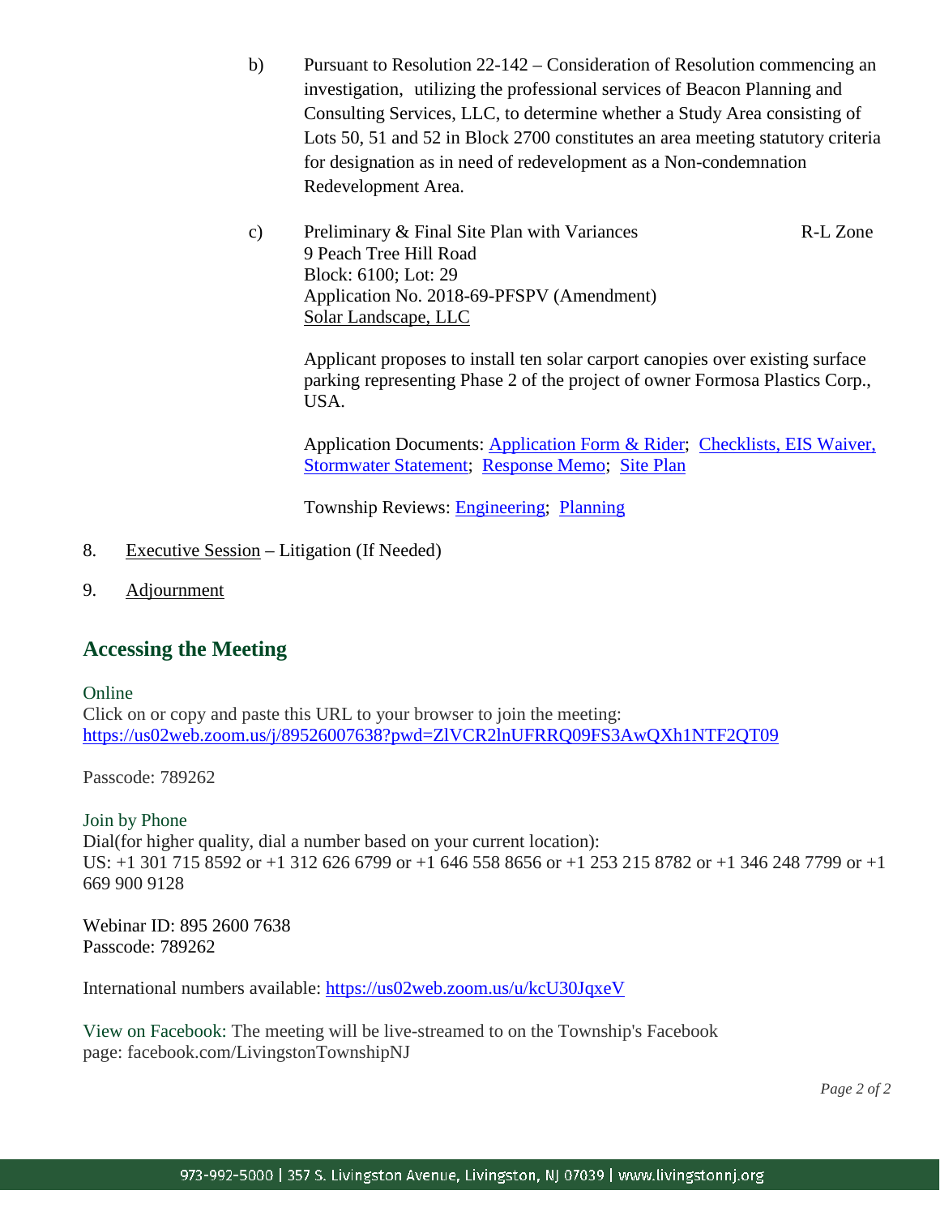b) Pursuant to Resolution 22-142 – Consideration of Resolution commencing an investigation, utilizing the professional services of Beacon Planning and Consulting Services, LLC, to determine whether a Study Area consisting of Lots 50, 51 and 52 in Block 2700 constitutes an area meeting statutory criteria for designation as in need of redevelopment as a Non-condemnation Redevelopment Area.

c) Preliminary & Final Site Plan with Variances — R-L Zone
9 Peach Tree Hill Road
Block: 6100; Lot: 29
Application No. 2018-69-PFSPV (Amendment)
Solar Landscape, LLC

Applicant proposes to install ten solar carport canopies over existing surface parking representing Phase 2 of the project of owner Formosa Plastics Corp., USA.

Application Documents: Application Form & Rider; Checklists, EIS Waiver, Stormwater Statement; Response Memo; Site Plan

Township Reviews: Engineering; Planning

8. Executive Session – Litigation (If Needed)

9. Adjournment

## Accessing the Meeting

Online
Click on or copy and paste this URL to your browser to join the meeting:
https://us02web.zoom.us/j/89526007638?pwd=ZlVCR2lnUFRRQ09FS3AwQXh1NTF2QT09

Passcode: 789262

Join by Phone
Dial(for higher quality, dial a number based on your current location):
US: +1 301 715 8592 or +1 312 626 6799 or +1 646 558 8656 or +1 253 215 8782 or +1 346 248 7799 or +1 669 900 9128

Webinar ID: 895 2600 7638
Passcode: 789262

International numbers available: https://us02web.zoom.us/u/kcU30JqxeV

View on Facebook: The meeting will be live-streamed to on the Township's Facebook page: facebook.com/LivingstonTownshipNJ

973-992-5000 | 357 S. Livingston Avenue, Livingston, NJ 07039 | www.livingstonnj.org